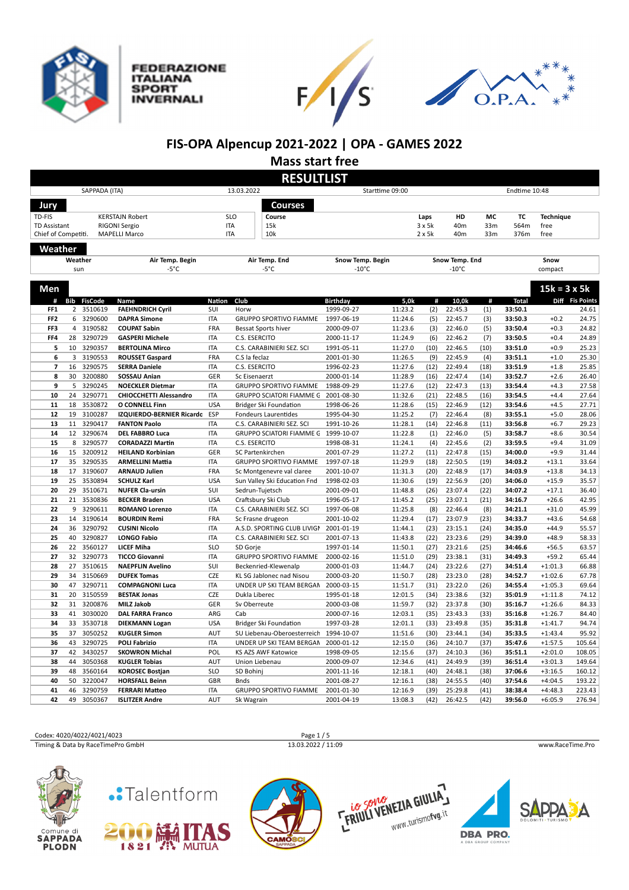# FIS-OPA Alpencup 2021-2022 | OPA - GAMES 2022

## Mass start free

## RESULTLIST

| SAPPADA (ITA) | 13.03.2022 | Starttime 09:00 | Endtime 10:48 |
|---|---|---|---|

**Jury**

| | | |
|---|---|---|
| TD-FIS | KERSTAJN Robert | SLO |
| TD Assistant | RIGONI Sergio | ITA |
| Chief of Competiti. | MAPELLI Marco | ITA |

**Courses**

| Course | Laps | HD | MC | TC | Technique |
|---|---|---|---|---|---|
| 15k | 3 x 5k | 40m | 33m | 564m | free |
| 10k | 2 x 5k | 40m | 33m | 376m | free |

**Weather**

| Weather | Air Temp. Begin | Air Temp. End | Snow Temp. Begin | Snow Temp. End | Snow |
|---|---|---|---|---|---|
| sun | -5°C | -5°C | -10°C | -10°C | compact |

**Men** — **15k = 3 x 5k**

| # | Bib | FisCode | Name | Nation | Club | Birthday | 5,0k | # | 10,0k | # | Total | Diff | Fis Points |
|---|---|---|---|---|---|---|---|---|---|---|---|---|---|
| FF1 | 2 | 3510619 | **FAEHNDRICH Cyril** | SUI | Horw | 1999-09-27 | 11:23.2 | (2) | 22:45.3 | (1) | **33:50.1** | | 24.61 |
| FF2 | 6 | 3290600 | **DAPRA Simone** | ITA | GRUPPO SPORTIVO FIAMME | 1997-06-19 | 11:24.6 | (5) | 22:45.7 | (3) | **33:50.3** | +0.2 | 24.75 |
| FF3 | 4 | 3190582 | **COUPAT Sabin** | FRA | Bessat Sports hiver | 2000-09-07 | 11:23.6 | (3) | 22:46.0 | (5) | **33:50.4** | +0.3 | 24.82 |
| FF4 | 28 | 3290729 | **GASPERI Michele** | ITA | C.S. ESERCITO | 2000-11-17 | 11:24.9 | (6) | 22:46.2 | (7) | **33:50.5** | +0.4 | 24.89 |
| 5 | 10 | 3290357 | **BERTOLINA Mirco** | ITA | C.S. CARABINIERI SEZ. SCI | 1991-05-11 | 11:27.0 | (10) | 22:46.5 | (10) | **33:51.0** | +0.9 | 25.23 |
| 6 | 3 | 3190553 | **ROUSSET Gaspard** | FRA | C.S la feclaz | 2001-01-30 | 11:26.5 | (9) | 22:45.9 | (4) | **33:51.1** | +1.0 | 25.30 |
| 7 | 16 | 3290575 | **SERRA Daniele** | ITA | C.S. ESERCITO | 1996-02-23 | 11:27.6 | (12) | 22:49.4 | (18) | **33:51.9** | +1.8 | 25.85 |
| 8 | 30 | 3200880 | **SOSSAU Anian** | GER | Sc Eisenaerzt | 2000-01-14 | 11:28.9 | (16) | 22:47.4 | (14) | **33:52.7** | +2.6 | 26.40 |
| 9 | 5 | 3290245 | **NOECKLER Dietmar** | ITA | GRUPPO SPORTIVO FIAMME | 1988-09-29 | 11:27.6 | (12) | 22:47.3 | (13) | **33:54.4** | +4.3 | 27.58 |
| 10 | 24 | 3290771 | **CHIOCCHETTI Alessandro** | ITA | GRUPPO SCIATORI FIAMME G | 2001-08-30 | 11:32.6 | (21) | 22:48.5 | (16) | **33:54.5** | +4.4 | 27.64 |
| 11 | 18 | 3530872 | **O CONNELL Finn** | USA | Bridger Ski Foundation | 1998-06-26 | 11:28.6 | (15) | 22:46.9 | (12) | **33:54.6** | +4.5 | 27.71 |
| 12 | 19 | 3100287 | **IZQUIERDO-BERNIER Ricardo** | ESP | Fondeurs Laurentides | 1995-04-30 | 11:25.2 | (7) | 22:46.4 | (8) | **33:55.1** | +5.0 | 28.06 |
| 13 | 11 | 3290417 | **FANTON Paolo** | ITA | C.S. CARABINIERI SEZ. SCI | 1991-10-26 | 11:28.1 | (14) | 22:46.8 | (11) | **33:56.8** | +6.7 | 29.23 |
| 14 | 12 | 3290674 | **DEL FABBRO Luca** | ITA | GRUPPO SCIATORI FIAMME G | 1999-10-07 | 11:22.8 | (1) | 22:46.0 | (5) | **33:58.7** | +8.6 | 30.54 |
| 15 | 8 | 3290577 | **CORADAZZI Martin** | ITA | C.S. ESERCITO | 1998-08-31 | 11:24.1 | (4) | 22:45.6 | (2) | **33:59.5** | +9.4 | 31.09 |
| 16 | 15 | 3200912 | **HEILAND Korbinian** | GER | SC Partenkirchen | 2001-07-29 | 11:27.2 | (11) | 22:47.8 | (15) | **34:00.0** | +9.9 | 31.44 |
| 17 | 35 | 3290535 | **ARMELLINI Mattia** | ITA | GRUPPO SPORTIVO FIAMME | 1997-07-18 | 11:29.9 | (18) | 22:50.5 | (19) | **34:03.2** | +13.1 | 33.64 |
| 18 | 17 | 3190607 | **ARNAUD Julien** | FRA | Sc Montgenevre val claree | 2001-10-07 | 11:31.3 | (20) | 22:48.9 | (17) | **34:03.9** | +13.8 | 34.13 |
| 19 | 25 | 3530894 | **SCHULZ Karl** | USA | Sun Valley Ski Education Fnd | 1998-02-03 | 11:30.6 | (19) | 22:56.9 | (20) | **34:06.0** | +15.9 | 35.57 |
| 20 | 29 | 3510671 | **NUFER Cla-ursin** | SUI | Sedrun-Tujetsch | 2001-09-01 | 11:48.8 | (26) | 23:07.4 | (22) | **34:07.2** | +17.1 | 36.40 |
| 21 | 21 | 3530836 | **BECKER Braden** | USA | Craftsbury Ski Club | 1996-05-17 | 11:45.2 | (25) | 23:07.1 | (21) | **34:16.7** | +26.6 | 42.95 |
| 22 | 9 | 3290611 | **ROMANO Lorenzo** | ITA | C.S. CARABINIERI SEZ. SCI | 1997-06-08 | 11:25.8 | (8) | 22:46.4 | (8) | **34:21.1** | +31.0 | 45.99 |
| 23 | 14 | 3190614 | **BOURDIN Remi** | FRA | Sc Frasne drugeon | 2001-10-02 | 11:29.4 | (17) | 23:07.9 | (23) | **34:33.7** | +43.6 | 54.68 |
| 24 | 36 | 3290792 | **CUSINI Nicolo** | ITA | A.S.D. SPORTING CLUB LIVIGN | 2001-01-19 | 11:44.1 | (23) | 23:15.1 | (24) | **34:35.0** | +44.9 | 55.57 |
| 25 | 40 | 3290827 | **LONGO Fabio** | ITA | C.S. CARABINIERI SEZ. SCI | 2001-07-13 | 11:43.8 | (22) | 23:23.6 | (29) | **34:39.0** | +48.9 | 58.33 |
| 26 | 22 | 3560127 | **LICEF Miha** | SLO | SD Gorje | 1997-01-14 | 11:50.1 | (27) | 23:21.6 | (25) | **34:46.6** | +56.5 | 63.57 |
| 27 | 32 | 3290773 | **TICCO Giovanni** | ITA | GRUPPO SPORTIVO FIAMME | 2000-02-16 | 11:51.0 | (29) | 23:38.1 | (31) | **34:49.3** | +59.2 | 65.44 |
| 28 | 27 | 3510615 | **NAEPFLIN Avelino** | SUI | Beckenried-Klewenalp | 2000-01-03 | 11:44.7 | (24) | 23:22.6 | (27) | **34:51.4** | +1:01.3 | 66.88 |
| 29 | 34 | 3150669 | **DUFEK Tomas** | CZE | KL SG Jablonec nad Nisou | 2000-03-20 | 11:50.7 | (28) | 23:23.0 | (28) | **34:52.7** | +1:02.6 | 67.78 |
| 30 | 47 | 3290711 | **COMPAGNONI Luca** | ITA | UNDER UP SKI TEAM BERGAN | 2000-03-15 | 11:51.7 | (31) | 23:22.0 | (26) | **34:55.4** | +1:05.3 | 69.64 |
| 31 | 20 | 3150559 | **BESTAK Jonas** | CZE | Dukla Liberec | 1995-01-18 | 12:01.5 | (34) | 23:38.6 | (32) | **35:01.9** | +1:11.8 | 74.12 |
| 32 | 31 | 3200876 | **MILZ Jakob** | GER | Sv Oberreute | 2000-03-08 | 11:59.7 | (32) | 23:37.8 | (30) | **35:16.7** | +1:26.6 | 84.33 |
| 33 | 41 | 3030020 | **DAL FARRA Franco** | ARG | Cab | 2000-07-16 | 12:03.1 | (35) | 23:43.3 | (33) | **35:16.8** | +1:26.7 | 84.40 |
| 34 | 33 | 3530718 | **DIEKMANN Logan** | USA | Bridger Ski Foundation | 1997-03-28 | 12:01.1 | (33) | 23:49.8 | (35) | **35:31.8** | +1:41.7 | 94.74 |
| 35 | 37 | 3050252 | **KUGLER Simon** | AUT | SU Liebenau-Oberoesterreich | 1994-10-07 | 11:51.6 | (30) | 23:44.1 | (34) | **35:33.5** | +1:43.4 | 95.92 |
| 36 | 43 | 3290725 | **POLI Fabrizio** | ITA | UNDER UP SKI TEAM BERGAN | 2000-01-12 | 12:15.0 | (36) | 24:10.7 | (37) | **35:47.6** | +1:57.5 | 105.64 |
| 37 | 42 | 3430257 | **SKOWRON Michal** | POL | KS AZS AWF Katowice | 1998-09-05 | 12:15.6 | (37) | 24:10.3 | (36) | **35:51.1** | +2:01.0 | 108.05 |
| 38 | 44 | 3050368 | **KUGLER Tobias** | AUT | Union Liebenau | 2000-09-07 | 12:34.6 | (41) | 24:49.9 | (39) | **36:51.4** | +3:01.3 | 149.64 |
| 39 | 48 | 3560164 | **KOROSEC Bostjan** | SLO | SD Bohinj | 2001-11-16 | 12:18.1 | (40) | 24:48.1 | (38) | **37:06.6** | +3:16.5 | 160.12 |
| 40 | 50 | 3220047 | **HORSFALL Beinn** | GBR | Bnds | 2001-08-27 | 12:16.1 | (38) | 24:55.5 | (40) | **37:54.6** | +4:04.5 | 193.22 |
| 41 | 46 | 3290759 | **FERRARI Matteo** | ITA | GRUPPO SPORTIVO FIAMME | 2001-01-30 | 12:16.9 | (39) | 25:29.8 | (41) | **38:38.4** | +4:48.3 | 223.43 |
| 42 | 49 | 3050367 | **ISLITZER Andre** | AUT | Sk Wagrain | 2001-04-19 | 13:08.3 | (42) | 26:42.5 | (42) | **39:56.0** | +6:05.9 | 276.94 |

Codex: 4020/4022/4021/4023

13.03.2022 / 11:09

Timing & Data by RaceTimePro GmbH

www.RaceTime.Pro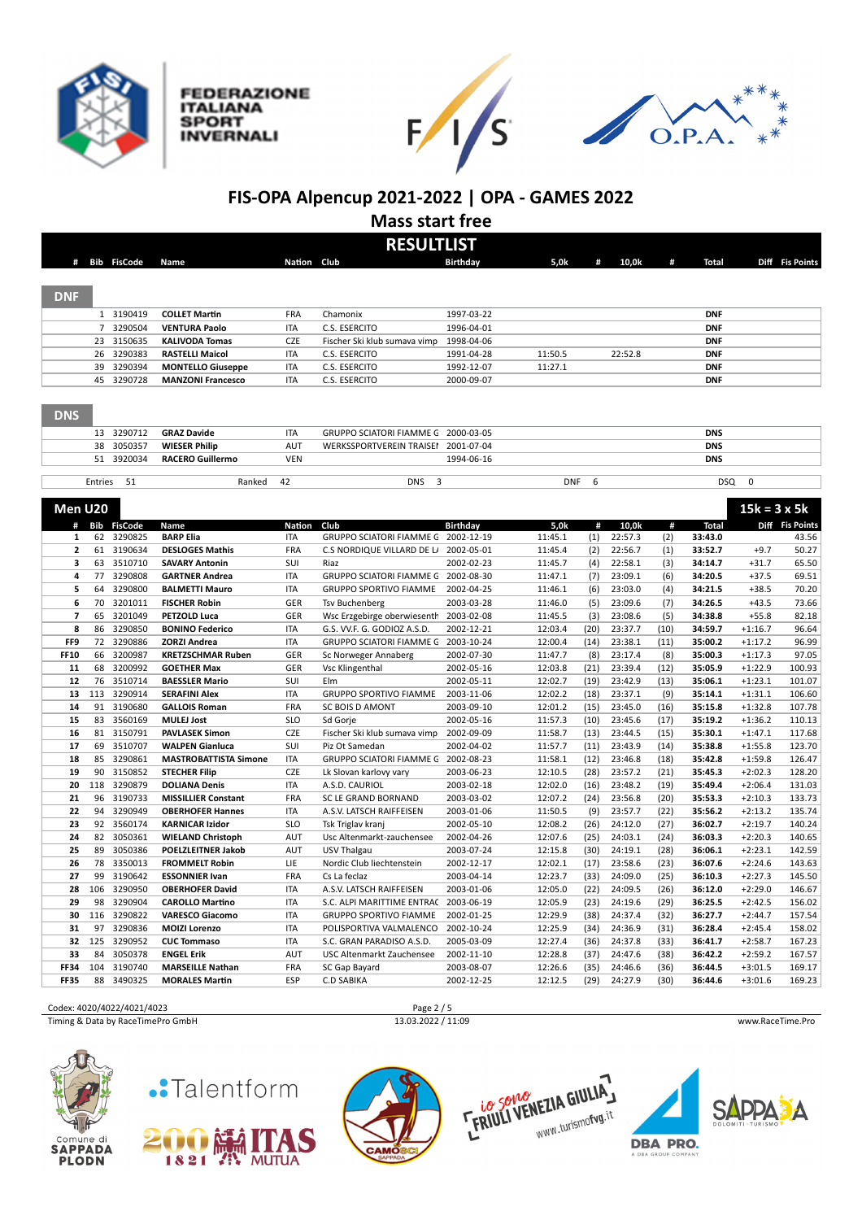# FIS-OPA Alpencup 2021-2022 | OPA - GAMES 2022

## Mass start free

## RESULTLIST

### DNF

| # | Bib | FisCode | Name | Nation | Club | Birthday | 5,0k | # | 10,0k | # | Total | Diff | Fis Points |
|---|---|---|---|---|---|---|---|---|---|---|---|---|---|
| | 1 | 3190419 | **COLLET Martin** | FRA | Chamonix | 1997-03-22 | | | | | **DNF** | | |
| | 7 | 3290504 | **VENTURA Paolo** | ITA | C.S. ESERCITO | 1996-04-01 | | | | | **DNF** | | |
| | 23 | 3150635 | **KALIVODA Tomas** | CZE | Fischer Ski klub sumava vimp | 1998-04-06 | | | | | **DNF** | | |
| | 26 | 3290383 | **RASTELLI Maicol** | ITA | C.S. ESERCITO | 1991-04-28 | 11:50.5 | | 22:52.8 | | **DNF** | | |
| | 39 | 3290394 | **MONTELLO Giuseppe** | ITA | C.S. ESERCITO | 1992-12-07 | 11:27.1 | | | | **DNF** | | |
| | 45 | 3290728 | **MANZONI Francesco** | ITA | C.S. ESERCITO | 2000-09-07 | | | | | **DNF** | | |

### DNS

| # | Bib | FisCode | Name | Nation | Club | Birthday | Total |
|---|---|---|---|---|---|---|---|
| | 13 | 3290712 | **GRAZ Davide** | ITA | GRUPPO SCIATORI FIAMME G | 2000-03-05 | **DNS** |
| | 38 | 3050357 | **WIESER Philip** | AUT | WERKSSPORTVEREIN TRAISEI | 2001-07-04 | **DNS** |
| | 51 | 3920034 | **RACERO Guillermo** | VEN | | 1994-06-16 | **DNS** |

Entries 51 | Ranked 42 | DNS 3 | DNF 6 | DSQ 0

### Men U20 — 15k = 3 x 5k

| # | Bib | FisCode | Name | Nation | Club | Birthday | 5,0k | # | 10,0k | # | Total | Diff | Fis Points |
|---|---|---|---|---|---|---|---|---|---|---|---|---|---|
| 1 | 62 | 3290825 | **BARP Elia** | ITA | GRUPPO SCIATORI FIAMME G | 2002-12-19 | 11:45.1 | (1) | 22:57.3 | (2) | **33:43.0** | | 43.56 |
| 2 | 61 | 3190634 | **DESLOGES Mathis** | FRA | C.S NORDIQUE VILLARD DE L/ | 2002-05-01 | 11:45.4 | (2) | 22:56.7 | (1) | **33:52.7** | +9.7 | 50.27 |
| 3 | 63 | 3510710 | **SAVARY Antonin** | SUI | Riaz | 2002-02-23 | 11:45.7 | (4) | 22:58.1 | (3) | **34:14.7** | +31.7 | 65.50 |
| 4 | 77 | 3290808 | **GARTNER Andrea** | ITA | GRUPPO SCIATORI FIAMME G | 2002-08-30 | 11:47.1 | (7) | 23:09.1 | (6) | **34:20.5** | +37.5 | 69.51 |
| 5 | 64 | 3290800 | **BALMETTI Mauro** | ITA | GRUPPO SPORTIVO FIAMME | 2002-04-25 | 11:46.1 | (6) | 23:03.0 | (4) | **34:21.5** | +38.5 | 70.20 |
| 6 | 70 | 3201011 | **FISCHER Robin** | GER | Tsv Buchenberg | 2003-03-28 | 11:46.0 | (5) | 23:09.6 | (7) | **34:26.5** | +43.5 | 73.66 |
| 7 | 65 | 3201049 | **PETZOLD Luca** | GER | Wsc Erzgebirge oberwiesenth | 2003-02-08 | 11:45.5 | (3) | 23:08.6 | (5) | **34:38.8** | +55.8 | 82.18 |
| 8 | 86 | 3290850 | **BONINO Federico** | ITA | G.S. VV.F. G. GODIOZ A.S.D. | 2002-12-21 | 12:03.4 | (20) | 23:37.7 | (10) | **34:59.7** | +1:16.7 | 96.64 |
| FF9 | 72 | 3290886 | **ZORZI Andrea** | ITA | GRUPPO SCIATORI FIAMME G | 2003-10-24 | 12:00.4 | (14) | 23:38.1 | (11) | **35:00.2** | +1:17.2 | 96.99 |
| FF10 | 66 | 3200987 | **KRETZSCHMAR Ruben** | GER | Sc Norweger Annaberg | 2002-07-30 | 11:47.7 | (8) | 23:17.4 | (8) | **35:00.3** | +1:17.3 | 97.05 |
| 11 | 68 | 3200992 | **GOETHER Max** | GER | Vsc Klingenthal | 2002-05-16 | 12:03.8 | (21) | 23:39.4 | (12) | **35:05.9** | +1:22.9 | 100.93 |
| 12 | 76 | 3510714 | **BAESSLER Mario** | SUI | Elm | 2002-05-11 | 12:02.7 | (19) | 23:42.9 | (13) | **35:06.1** | +1:23.1 | 101.07 |
| 13 | 113 | 3290914 | **SERAFINI Alex** | ITA | GRUPPO SPORTIVO FIAMME | 2003-11-06 | 12:02.2 | (18) | 23:37.1 | (9) | **35:14.1** | +1:31.1 | 106.60 |
| 14 | 91 | 3190680 | **GALLOIS Roman** | FRA | SC BOIS D AMONT | 2003-09-10 | 12:01.2 | (15) | 23:45.0 | (16) | **35:15.8** | +1:32.8 | 107.78 |
| 15 | 83 | 3560169 | **MULEJ Jost** | SLO | Sd Gorje | 2002-05-16 | 11:57.3 | (10) | 23:45.6 | (17) | **35:19.2** | +1:36.2 | 110.13 |
| 16 | 81 | 3150791 | **PAVLASEK Simon** | CZE | Fischer Ski klub sumava vimp | 2002-09-09 | 11:58.7 | (13) | 23:44.5 | (15) | **35:30.1** | +1:47.1 | 117.68 |
| 17 | 69 | 3510707 | **WALPEN Gianluca** | SUI | Piz Ot Samedan | 2002-04-02 | 11:57.7 | (11) | 23:43.9 | (14) | **35:38.8** | +1:55.8 | 123.70 |
| 18 | 85 | 3290861 | **MASTROBATTISTA Simone** | ITA | GRUPPO SCIATORI FIAMME G | 2002-08-23 | 11:58.1 | (12) | 23:46.8 | (18) | **35:42.8** | +1:59.8 | 126.47 |
| 19 | 90 | 3150852 | **STECHER Filip** | CZE | Lk Slovan karlovy vary | 2003-06-23 | 12:10.5 | (28) | 23:57.2 | (21) | **35:45.3** | +2:02.3 | 128.20 |
| 20 | 118 | 3290879 | **DOLIANA Denis** | ITA | A.S.D. CAURIOL | 2003-02-18 | 12:02.0 | (16) | 23:48.2 | (19) | **35:49.4** | +2:06.4 | 131.03 |
| 21 | 96 | 3190733 | **MISSILLIER Constant** | FRA | SC LE GRAND BORNAND | 2003-03-02 | 12:07.2 | (24) | 23:56.8 | (20) | **35:53.3** | +2:10.3 | 133.73 |
| 22 | 94 | 3290949 | **OBERHOFER Hannes** | ITA | A.S.V. LATSCH RAIFFEISEN | 2003-01-06 | 11:50.5 | (9) | 23:57.7 | (22) | **35:56.2** | +2:13.2 | 135.74 |
| 23 | 92 | 3560174 | **KARNICAR Izidor** | SLO | Tsk Triglav kranj | 2002-05-10 | 12:08.2 | (26) | 24:12.0 | (27) | **36:02.7** | +2:19.7 | 140.24 |
| 24 | 82 | 3050361 | **WIELAND Christoph** | AUT | Usc Altenmarkt-zauchensee | 2002-04-26 | 12:07.6 | (25) | 24:03.1 | (24) | **36:03.3** | +2:20.3 | 140.65 |
| 25 | 89 | 3050386 | **POELZLEITNER Jakob** | AUT | USV Thalgau | 2003-07-24 | 12:15.8 | (30) | 24:19.1 | (28) | **36:06.1** | +2:23.1 | 142.59 |
| 26 | 78 | 3350013 | **FROMMELT Robin** | LIE | Nordic Club liechtenstein | 2002-12-17 | 12:02.1 | (17) | 23:58.6 | (23) | **36:07.6** | +2:24.6 | 143.63 |
| 27 | 99 | 3190642 | **ESSONNIER Ivan** | FRA | Cs La feclaz | 2003-04-14 | 12:23.7 | (33) | 24:09.0 | (25) | **36:10.3** | +2:27.3 | 145.50 |
| 28 | 106 | 3290950 | **OBERHOFER David** | ITA | A.S.V. LATSCH RAIFFEISEN | 2003-01-06 | 12:05.0 | (22) | 24:09.5 | (26) | **36:12.0** | +2:29.0 | 146.67 |
| 29 | 98 | 3290904 | **CAROLLO Martino** | ITA | S.C. ALPI MARITTIME ENTRAC | 2003-06-19 | 12:05.9 | (23) | 24:19.6 | (29) | **36:25.5** | +2:42.5 | 156.02 |
| 30 | 116 | 3290822 | **VARESCO Giacomo** | ITA | GRUPPO SPORTIVO FIAMME | 2002-01-25 | 12:29.9 | (38) | 24:37.4 | (32) | **36:27.7** | +2:44.7 | 157.54 |
| 31 | 97 | 3290836 | **MOIZI Lorenzo** | ITA | POLISPORTIVA VALMALENCO | 2002-10-24 | 12:25.9 | (34) | 24:36.9 | (31) | **36:28.4** | +2:45.4 | 158.02 |
| 32 | 125 | 3290952 | **CUC Tommaso** | ITA | S.C. GRAN PARADISO A.S.D. | 2005-03-09 | 12:27.4 | (36) | 24:37.8 | (33) | **36:41.7** | +2:58.7 | 167.23 |
| 33 | 84 | 3050378 | **ENGEL Erik** | AUT | USC Altenmarkt Zauchensee | 2002-11-10 | 12:28.8 | (37) | 24:47.6 | (38) | **36:42.2** | +2:59.2 | 167.57 |
| FF34 | 104 | 3190740 | **MARSEILLE Nathan** | FRA | SC Gap Bayard | 2003-08-07 | 12:26.6 | (35) | 24:46.6 | (36) | **36:44.5** | +3:01.5 | 169.17 |
| FF35 | 88 | 3490325 | **MORALES Martin** | ESP | C.D SABIKA | 2002-12-25 | 12:12.5 | (29) | 24:27.9 | (30) | **36:44.6** | +3:01.6 | 169.23 |

Codex: 4020/4022/4021/4023

Timing & Data by RaceTimePro GmbH — 13.03.2022 / 11:09 — www.RaceTime.Pro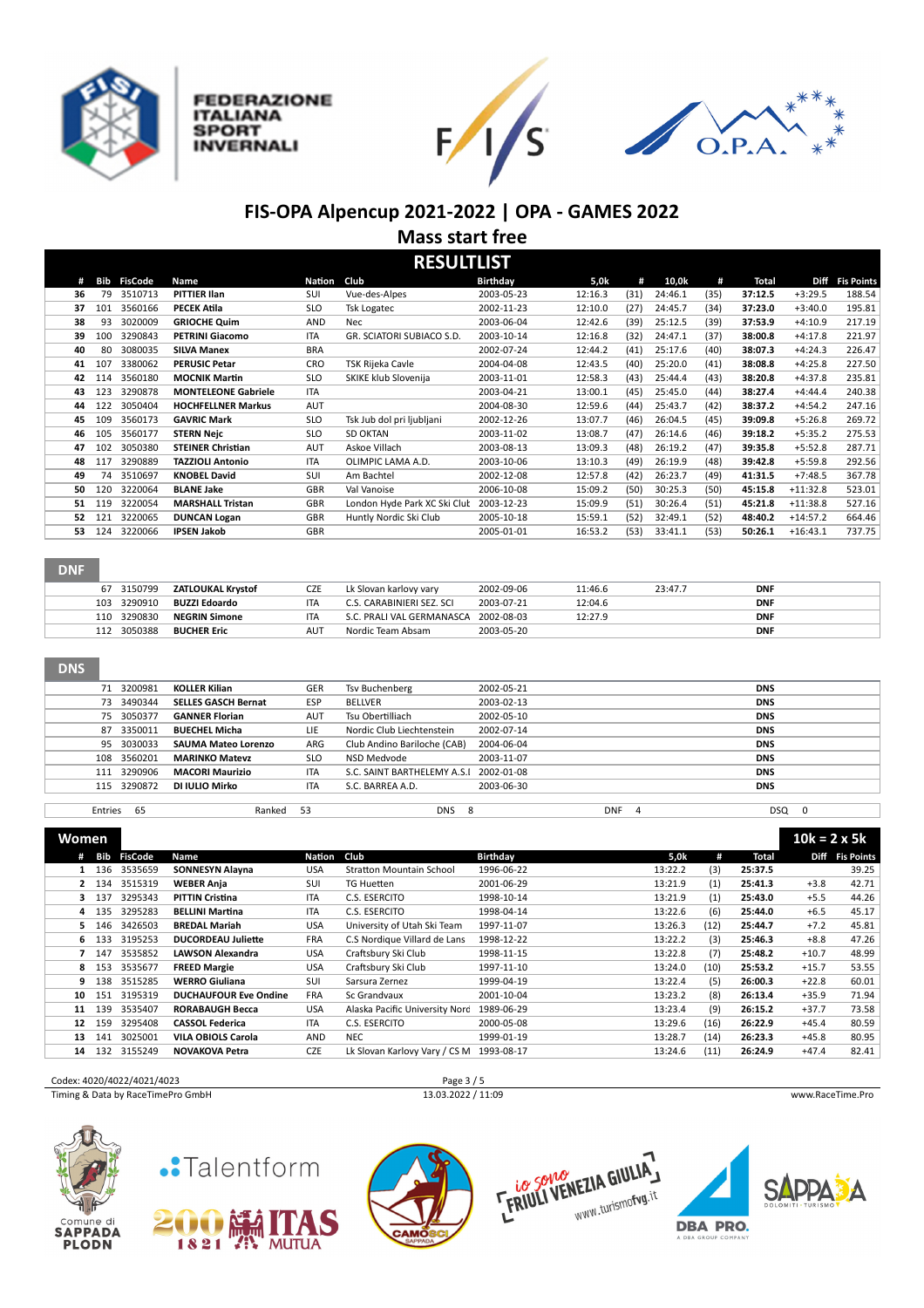# FIS-OPA Alpencup 2021-2022 | OPA - GAMES 2022

## Mass start free

### RESULTLIST

| # | Bib | FisCode | Name | Nation | Club | Birthday | 5,0k | # | 10,0k | # | Total | Diff | Fis Points |
|---|---|---|---|---|---|---|---|---|---|---|---|---|---|
| 36 | 79 | 3510713 | **PITTIER Ilan** | SUI | Vue-des-Alpes | 2003-05-23 | 12:16.3 | (31) | 24:46.1 | (35) | **37:12.5** | +3:29.5 | 188.54 |
| 37 | 101 | 3560166 | **PECEK Atila** | SLO | Tsk Logatec | 2002-11-23 | 12:10.0 | (27) | 24:45.7 | (34) | **37:23.0** | +3:40.0 | 195.81 |
| 38 | 93 | 3020009 | **GRIOCHE Quim** | AND | Nec | 2003-06-04 | 12:42.6 | (39) | 25:12.5 | (39) | **37:53.9** | +4:10.9 | 217.19 |
| 39 | 100 | 3290843 | **PETRINI Giacomo** | ITA | GR. SCIATORI SUBIACO S.D. | 2003-10-14 | 12:16.8 | (32) | 24:47.1 | (37) | **38:00.8** | +4:17.8 | 221.97 |
| 40 | 80 | 3080035 | **SILVA Manex** | BRA | | 2002-07-24 | 12:44.2 | (41) | 25:17.6 | (40) | **38:07.3** | +4:24.3 | 226.47 |
| 41 | 107 | 3380062 | **PERUSIC Petar** | CRO | TSK Rijeka Cavle | 2004-04-08 | 12:43.5 | (40) | 25:20.0 | (41) | **38:08.8** | +4:25.8 | 227.50 |
| 42 | 114 | 3560180 | **MOCNIK Martin** | SLO | SKIKE klub Slovenija | 2003-11-01 | 12:58.3 | (43) | 25:44.4 | (43) | **38:20.8** | +4:37.8 | 235.81 |
| 43 | 123 | 3290878 | **MONTELEONE Gabriele** | ITA | | 2003-04-21 | 13:00.1 | (45) | 25:45.0 | (44) | **38:27.4** | +4:44.4 | 240.38 |
| 44 | 122 | 3050404 | **HOCHFELLNER Markus** | AUT | | 2004-08-30 | 12:59.6 | (44) | 25:43.7 | (42) | **38:37.2** | +4:54.2 | 247.16 |
| 45 | 109 | 3560173 | **GAVRIC Mark** | SLO | Tsk Jub dol pri ljubljani | 2002-12-26 | 13:07.7 | (46) | 26:04.5 | (45) | **39:09.8** | +5:26.8 | 269.72 |
| 46 | 105 | 3560177 | **STERN Nejc** | SLO | SD OKTAN | 2003-11-02 | 13:08.7 | (47) | 26:14.6 | (46) | **39:18.2** | +5:35.2 | 275.53 |
| 47 | 102 | 3050380 | **STEINER Christian** | AUT | Askoe Villach | 2003-08-13 | 13:09.3 | (48) | 26:19.2 | (47) | **39:35.8** | +5:52.8 | 287.71 |
| 48 | 117 | 3290889 | **TAZZIOLI Antonio** | ITA | OLIMPIC LAMA A.D. | 2003-10-06 | 13:10.3 | (49) | 26:19.9 | (48) | **39:42.8** | +5:59.8 | 292.56 |
| 49 | 74 | 3510697 | **KNOBEL David** | SUI | Am Bachtel | 2002-12-08 | 12:57.8 | (42) | 26:23.7 | (49) | **41:31.5** | +7:48.5 | 367.78 |
| 50 | 120 | 3220064 | **BLANE Jake** | GBR | Val Vanoise | 2006-10-08 | 15:09.2 | (50) | 30:25.3 | (50) | **45:15.8** | +11:32.8 | 523.01 |
| 51 | 119 | 3220054 | **MARSHALL Tristan** | GBR | London Hyde Park XC Ski Clut | 2003-12-23 | 15:09.9 | (51) | 30:26.4 | (51) | **45:21.8** | +11:38.8 | 527.16 |
| 52 | 121 | 3220065 | **DUNCAN Logan** | GBR | Huntly Nordic Ski Club | 2005-10-18 | 15:59.1 | (52) | 32:49.1 | (52) | **48:40.2** | +14:57.2 | 664.46 |
| 53 | 124 | 3220066 | **IPSEN Jakob** | GBR | | 2005-01-01 | 16:53.2 | (53) | 33:41.1 | (53) | **50:26.1** | +16:43.1 | 737.75 |

### DNF

| Bib | FisCode | Name | Nation | Club | Birthday | 5,0k | 10,0k | Total |
|---|---|---|---|---|---|---|---|---|
| 67 | 3150799 | **ZATLOUKAL Krystof** | CZE | Lk Slovan karlovy vary | 2002-09-06 | 11:46.6 | 23:47.7 | **DNF** |
| 103 | 3290910 | **BUZZI Edoardo** | ITA | C.S. CARABINIERI SEZ. SCI | 2003-07-21 | 12:04.6 | | **DNF** |
| 110 | 3290830 | **NEGRIN Simone** | ITA | S.C. PRALI VAL GERMANASCA | 2002-08-03 | 12:27.9 | | **DNF** |
| 112 | 3050388 | **BUCHER Eric** | AUT | Nordic Team Absam | 2003-05-20 | | | **DNF** |

### DNS

| Bib | FisCode | Name | Nation | Club | Birthday | Total |
|---|---|---|---|---|---|---|
| 71 | 3200981 | **KOLLER Kilian** | GER | Tsv Buchenberg | 2002-05-21 | **DNS** |
| 73 | 3490344 | **SELLES GASCH Bernat** | ESP | BELLVER | 2003-02-13 | **DNS** |
| 75 | 3050377 | **GANNER Florian** | AUT | Tsu Obertilliach | 2002-05-10 | **DNS** |
| 87 | 3350011 | **BUECHEL Micha** | LIE | Nordic Club Liechtenstein | 2002-07-14 | **DNS** |
| 95 | 3030033 | **SAUMA Mateo Lorenzo** | ARG | Club Andino Bariloche (CAB) | 2004-06-04 | **DNS** |
| 108 | 3560201 | **MARINKO Matevz** | SLO | NSD Medvode | 2003-11-07 | **DNS** |
| 111 | 3290906 | **MACORI Maurizio** | ITA | S.C. SAINT BARTHELEMY A.S.I | 2002-01-08 | **DNS** |
| 115 | 3290872 | **DI IULIO Mirko** | ITA | S.C. BARREA A.D. | 2003-06-30 | **DNS** |

Entries 65 | Ranked 53 | DNS 8 | DNF 4 | DSQ 0

## Women — 10k = 2 x 5k

| # | Bib | FisCode | Name | Nation | Club | Birthday | 5,0k | # | Total | Diff | Fis Points |
|---|---|---|---|---|---|---|---|---|---|---|---|
| 1 | 136 | 3535659 | **SONNESYN Alayna** | USA | Stratton Mountain School | 1996-06-22 | 13:22.2 | (3) | **25:37.5** | | 39.25 |
| 2 | 134 | 3515319 | **WEBER Anja** | SUI | TG Huetten | 2001-06-29 | 13:21.9 | (1) | **25:41.3** | +3.8 | 42.71 |
| 3 | 137 | 3295343 | **PITTIN Cristina** | ITA | C.S. ESERCITO | 1998-10-14 | 13:21.9 | (1) | **25:43.0** | +5.5 | 44.26 |
| 4 | 135 | 3295283 | **BELLINI Martina** | ITA | C.S. ESERCITO | 1998-04-14 | 13:22.6 | (6) | **25:44.0** | +6.5 | 45.17 |
| 5 | 146 | 3426503 | **BREDAL Mariah** | USA | University of Utah Ski Team | 1997-11-07 | 13:26.3 | (12) | **25:44.7** | +7.2 | 45.81 |
| 6 | 133 | 3195253 | **DUCORDEAU Juliette** | FRA | C.S Nordique Villard de Lans | 1998-12-22 | 13:22.2 | (3) | **25:46.3** | +8.8 | 47.26 |
| 7 | 147 | 3535852 | **LAWSON Alexandra** | USA | Craftsbury Ski Club | 1998-11-15 | 13:22.8 | (7) | **25:48.2** | +10.7 | 48.99 |
| 8 | 153 | 3535677 | **FREED Margie** | USA | Craftsbury Ski Club | 1997-11-10 | 13:24.0 | (10) | **25:53.2** | +15.7 | 53.55 |
| 9 | 138 | 3515285 | **WERRO Giuliana** | SUI | Sarsura Zernez | 1999-04-19 | 13:22.4 | (5) | **26:00.3** | +22.8 | 60.01 |
| 10 | 151 | 3195319 | **DUCHAUFOUR Eve Ondine** | FRA | Sc Grandvaux | 2001-10-04 | 13:23.2 | (8) | **26:13.4** | +35.9 | 71.94 |
| 11 | 139 | 3535407 | **RORABAUGH Becca** | USA | Alaska Pacific University Nord | 1989-06-29 | 13:23.4 | (9) | **26:15.2** | +37.7 | 73.58 |
| 12 | 159 | 3295408 | **CASSOL Federica** | ITA | C.S. ESERCITO | 2000-05-08 | 13:29.6 | (16) | **26:22.9** | +45.4 | 80.59 |
| 13 | 141 | 3025001 | **VILA OBIOLS Carola** | AND | NEC | 1999-01-19 | 13:28.7 | (14) | **26:23.3** | +45.8 | 80.95 |
| 14 | 132 | 3155249 | **NOVAKOVA Petra** | CZE | Lk Slovan Karlovy Vary / CS M | 1993-08-17 | 13:24.6 | (11) | **26:24.9** | +47.4 | 82.41 |

Codex: 4020/4022/4021/4023

13.03.2022 / 11:09

Timing & Data by RaceTimePro GmbH — www.RaceTime.Pro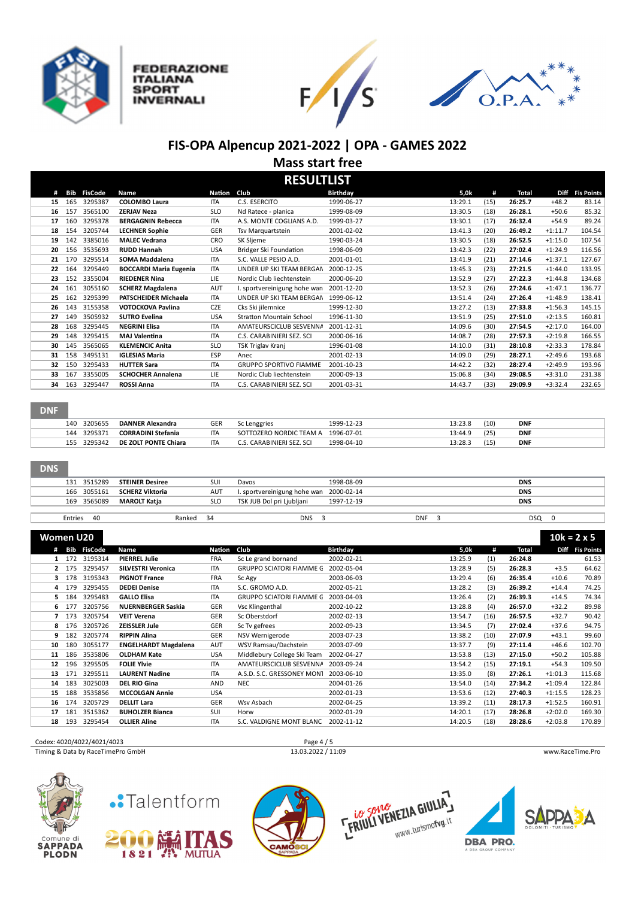# FIS-OPA Alpencup 2021-2022 | OPA - GAMES 2022

## Mass start free

## RESULTLIST

| # | Bib | FisCode | Name | Nation | Club | Birthday | 5,0k | # | Total | Diff | Fis Points |
|---|---|---|---|---|---|---|---|---|---|---|---|
| 15 | 165 | 3295387 | **COLOMBO Laura** | ITA | C.S. ESERCITO | 1999-06-27 | 13:29.1 | (15) | **26:25.7** | +48.2 | 83.14 |
| 16 | 157 | 3565100 | **ZERJAV Neza** | SLO | Nd Ratece - planica | 1999-08-09 | 13:30.5 | (18) | **26:28.1** | +50.6 | 85.32 |
| 17 | 160 | 3295378 | **BERGAGNIN Rebecca** | ITA | A.S. MONTE COGLIANS A.D. | 1999-03-27 | 13:30.1 | (17) | **26:32.4** | +54.9 | 89.24 |
| 18 | 154 | 3205744 | **LECHNER Sophie** | GER | Tsv Marquartstein | 2001-02-02 | 13:41.3 | (20) | **26:49.2** | +1:11.7 | 104.54 |
| 19 | 142 | 3385016 | **MALEC Vedrana** | CRO | SK Sljeme | 1990-03-24 | 13:30.5 | (18) | **26:52.5** | +1:15.0 | 107.54 |
| 20 | 156 | 3535693 | **RUDD Hannah** | USA | Bridger Ski Foundation | 1998-06-09 | 13:42.3 | (22) | **27:02.4** | +1:24.9 | 116.56 |
| 21 | 170 | 3295514 | **SOMA Maddalena** | ITA | S.C. VALLE PESIO A.D. | 2001-01-01 | 13:41.9 | (21) | **27:14.6** | +1:37.1 | 127.67 |
| 22 | 164 | 3295449 | **BOCCARDI Maria Eugenia** | ITA | UNDER UP SKI TEAM BERGAM | 2000-12-25 | 13:45.3 | (23) | **27:21.5** | +1:44.0 | 133.95 |
| 23 | 152 | 3355004 | **RIEDENER Nina** | LIE | Nordic Club liechtenstein | 2000-06-20 | 13:52.9 | (27) | **27:22.3** | +1:44.8 | 134.68 |
| 24 | 161 | 3055160 | **SCHERZ Magdalena** | AUT | I. sportvereinigung hohe wan | 2001-12-20 | 13:52.3 | (26) | **27:24.6** | +1:47.1 | 136.77 |
| 25 | 162 | 3295399 | **PATSCHEIDER Michaela** | ITA | UNDER UP SKI TEAM BERGAM | 1999-06-12 | 13:51.4 | (24) | **27:26.4** | +1:48.9 | 138.41 |
| 26 | 143 | 3155358 | **VOTOCKOVA Pavlina** | CZE | Cks Ski jilemnice | 1999-12-30 | 13:27.2 | (13) | **27:33.8** | +1:56.3 | 145.15 |
| 27 | 149 | 3505932 | **SUTRO Evelina** | USA | Stratton Mountain School | 1996-11-30 | 13:51.9 | (25) | **27:51.0** | +2:13.5 | 160.81 |
| 28 | 168 | 3295445 | **NEGRINI Elisa** | ITA | AMATEURSCICLUB SESVENNA | 2001-12-31 | 14:09.6 | (30) | **27:54.5** | +2:17.0 | 164.00 |
| 29 | 148 | 3295415 | **MAJ Valentina** | ITA | C.S. CARABINIERI SEZ. SCI | 2000-06-16 | 14:08.7 | (28) | **27:57.3** | +2:19.8 | 166.55 |
| 30 | 145 | 3565065 | **KLEMENCIC Anita** | SLO | TSK Triglav Kranj | 1996-01-08 | 14:10.0 | (31) | **28:10.8** | +2:33.3 | 178.84 |
| 31 | 158 | 3495131 | **IGLESIAS Maria** | ESP | Anec | 2001-02-13 | 14:09.0 | (29) | **28:27.1** | +2:49.6 | 193.68 |
| 32 | 150 | 3295433 | **HUTTER Sara** | ITA | GRUPPO SPORTIVO FIAMME | 2001-10-23 | 14:42.2 | (32) | **28:27.4** | +2:49.9 | 193.96 |
| 33 | 167 | 3355005 | **SCHOCHER Annalena** | LIE | Nordic Club liechtenstein | 2000-09-13 | 15:06.8 | (34) | **29:08.5** | +3:31.0 | 231.38 |
| 34 | 163 | 3295447 | **ROSSI Anna** | ITA | C.S. CARABINIERI SEZ. SCI | 2001-03-31 | 14:43.7 | (33) | **29:09.9** | +3:32.4 | 232.65 |

### DNF

| Bib | FisCode | Name | Nation | Club | Birthday | 5,0k | # | Total |
|---|---|---|---|---|---|---|---|---|
| 140 | 3205655 | **DANNER Alexandra** | GER | Sc Lenggries | 1999-12-23 | 13:23.8 | (10) | **DNF** |
| 144 | 3295371 | **CORRADINI Stefania** | ITA | SOTTOZERO NORDIC TEAM A | 1996-07-01 | 13:44.9 | (25) | **DNF** |
| 155 | 3295342 | **DE ZOLT PONTE Chiara** | ITA | C.S. CARABINIERI SEZ. SCI | 1998-04-10 | 13:28.3 | (15) | **DNF** |

### DNS

| Bib | FisCode | Name | Nation | Club | Birthday | Total |
|---|---|---|---|---|---|---|
| 131 | 3515289 | **STEINER Desiree** | SUI | Davos | 1998-08-09 | **DNS** |
| 166 | 3055161 | **SCHERZ Viktoria** | AUT | I. sportvereinigung hohe wan | 2000-02-14 | **DNS** |
| 169 | 3565089 | **MAROLT Katja** | SLO | TSK JUB Dol pri Ljubljani | 1997-12-19 | **DNS** |

Entries 40 | Ranked 34 | DNS 3 | DNF 3 | DSQ 0

## Women U20 — 10k = 2 x 5

| # | Bib | FisCode | Name | Nation | Club | Birthday | 5,0k | # | Total | Diff | Fis Points |
|---|---|---|---|---|---|---|---|---|---|---|---|
| 1 | 172 | 3195314 | **PIERREL Julie** | FRA | Sc Le grand bornand | 2002-02-21 | 13:25.9 | (1) | **26:24.8** | | 61.53 |
| 2 | 175 | 3295457 | **SILVESTRI Veronica** | ITA | GRUPPO SCIATORI FIAMME G | 2002-05-04 | 13:28.9 | (5) | **26:28.3** | +3.5 | 64.62 |
| 3 | 178 | 3195343 | **PIGNOT France** | FRA | Sc Agy | 2003-06-03 | 13:29.4 | (6) | **26:35.4** | +10.6 | 70.89 |
| 4 | 179 | 3295455 | **DEDEI Denise** | ITA | S.C. GROMO A.D. | 2002-05-21 | 13:28.2 | (3) | **26:39.2** | +14.4 | 74.25 |
| 5 | 184 | 3295483 | **GALLO Elisa** | ITA | GRUPPO SCIATORI FIAMME G | 2003-04-03 | 13:26.4 | (2) | **26:39.3** | +14.5 | 74.34 |
| 6 | 177 | 3205756 | **NUERNBERGER Saskia** | GER | Vsc Klingenthal | 2002-10-22 | 13:28.8 | (4) | **26:57.0** | +32.2 | 89.98 |
| 7 | 173 | 3205754 | **VEIT Verena** | GER | Sc Oberstdorf | 2002-02-13 | 13:54.7 | (16) | **26:57.5** | +32.7 | 90.42 |
| 8 | 176 | 3205726 | **ZEISSLER Jule** | GER | Sc Tv gefrees | 2002-09-23 | 13:34.5 | (7) | **27:02.4** | +37.6 | 94.75 |
| 9 | 182 | 3205774 | **RIPPIN Alina** | GER | NSV Wernigerode | 2003-07-23 | 13:38.2 | (10) | **27:07.9** | +43.1 | 99.60 |
| 10 | 180 | 3055177 | **ENGELHARDT Magdalena** | AUT | WSV Ramsau/Dachstein | 2003-07-09 | 13:37.7 | (9) | **27:11.4** | +46.6 | 102.70 |
| 11 | 186 | 3535806 | **OLDHAM Kate** | USA | Middlebury College Ski Team | 2002-04-27 | 13:53.8 | (13) | **27:15.0** | +50.2 | 105.88 |
| 12 | 196 | 3295505 | **FOLIE Ylvie** | ITA | AMATEURSCICLUB SESVENNA | 2003-09-24 | 13:54.2 | (15) | **27:19.1** | +54.3 | 109.50 |
| 13 | 171 | 3295511 | **LAURENT Nadine** | ITA | A.S.D. S.C. GRESSONEY MONT | 2003-06-10 | 13:35.0 | (8) | **27:26.1** | +1:01.3 | 115.68 |
| 14 | 183 | 3025003 | **DEL RIO Gina** | AND | NEC | 2004-01-26 | 13:54.0 | (14) | **27:34.2** | +1:09.4 | 122.84 |
| 15 | 188 | 3535856 | **MCCOLGAN Annie** | USA | | 2002-01-23 | 13:53.6 | (12) | **27:40.3** | +1:15.5 | 128.23 |
| 16 | 174 | 3205729 | **DELLIT Lara** | GER | Wsv Asbach | 2002-04-25 | 13:39.2 | (11) | **28:17.3** | +1:52.5 | 160.91 |
| 17 | 181 | 3515362 | **BUHOLZER Bianca** | SUI | Horw | 2002-01-29 | 14:20.1 | (17) | **28:26.8** | +2:02.0 | 169.30 |
| 18 | 193 | 3295454 | **OLLIER Aline** | ITA | S.C. VALDIGNE MONT BLANC | 2002-11-12 | 14:20.5 | (18) | **28:28.6** | +2:03.8 | 170.89 |

Codex: 4020/4022/4021/4023

Timing & Data by RaceTimePro GmbH — 13.03.2022 / 11:09 — www.RaceTime.Pro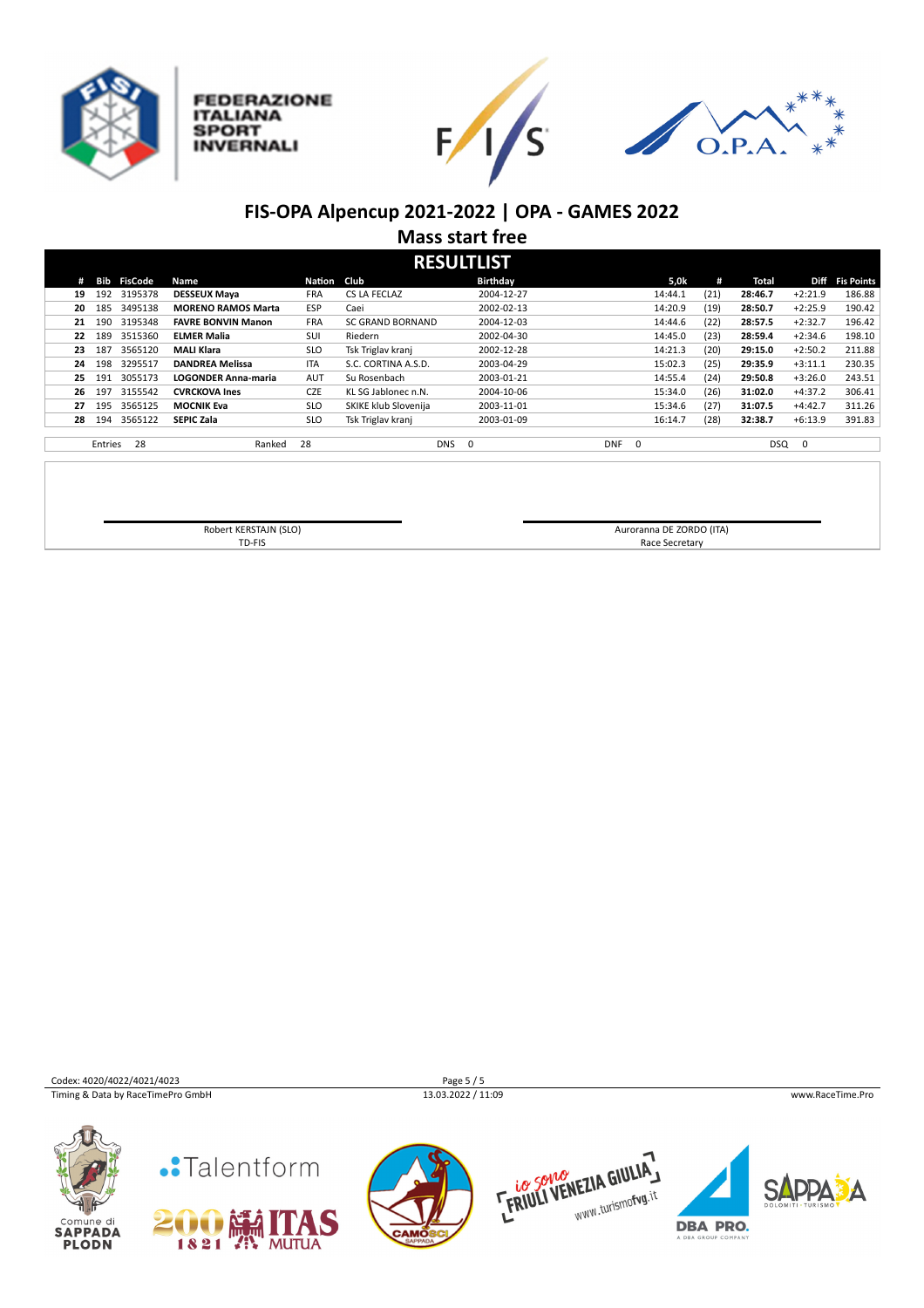## FIS-OPA Alpencup 2021-2022 | OPA - GAMES 2022

### Mass start free

### RESULTLIST

| # | Bib | FisCode | Name | Nation | Club | Birthday | 5,0k | # | Total | Diff | Fis Points |
|---|---|---|---|---|---|---|---|---|---|---|---|
| 19 | 192 | 3195378 | **DESSEUX Maya** | FRA | CS LA FECLAZ | 2004-12-27 | 14:44.1 | (21) | **28:46.7** | +2:21.9 | 186.88 |
| 20 | 185 | 3495138 | **MORENO RAMOS Marta** | ESP | Caei | 2002-02-13 | 14:20.9 | (19) | **28:50.7** | +2:25.9 | 190.42 |
| 21 | 190 | 3195348 | **FAVRE BONVIN Manon** | FRA | SC GRAND BORNAND | 2004-12-03 | 14:44.6 | (22) | **28:57.5** | +2:32.7 | 196.42 |
| 22 | 189 | 3515360 | **ELMER Malia** | SUI | Riedern | 2002-04-30 | 14:45.0 | (23) | **28:59.4** | +2:34.6 | 198.10 |
| 23 | 187 | 3565120 | **MALI Klara** | SLO | Tsk Triglav kranj | 2002-12-28 | 14:21.3 | (20) | **29:15.0** | +2:50.2 | 211.88 |
| 24 | 198 | 3295517 | **DANDREA Melissa** | ITA | S.C. CORTINA A.S.D. | 2003-04-29 | 15:02.3 | (25) | **29:35.9** | +3:11.1 | 230.35 |
| 25 | 191 | 3055173 | **LOGONDER Anna-maria** | AUT | Su Rosenbach | 2003-01-21 | 14:55.4 | (24) | **29:50.8** | +3:26.0 | 243.51 |
| 26 | 197 | 3155542 | **CVRCKOVA Ines** | CZE | KL SG Jablonec n.N. | 2004-10-06 | 15:34.0 | (26) | **31:02.0** | +4:37.2 | 306.41 |
| 27 | 195 | 3565125 | **MOCNIK Eva** | SLO | SKIKE klub Slovenija | 2003-11-01 | 15:34.6 | (27) | **31:07.5** | +4:42.7 | 311.26 |
| 28 | 194 | 3565122 | **SEPIC Zala** | SLO | Tsk Triglav kranj | 2003-01-09 | 16:14.7 | (28) | **32:38.7** | +6:13.9 | 391.83 |

Entries 28 &nbsp;&nbsp; Ranked 28 &nbsp;&nbsp; DNS 0 &nbsp;&nbsp; DNF 0 &nbsp;&nbsp; DSQ 0

Robert KERSTAJN (SLO)
TD-FIS

Auroranna DE ZORDO (ITA)
Race Secretary

Codex: 4020/4022/4021/4023
Timing & Data by RaceTimePro GmbH
13.03.2022 / 11:09
www.RaceTime.Pro